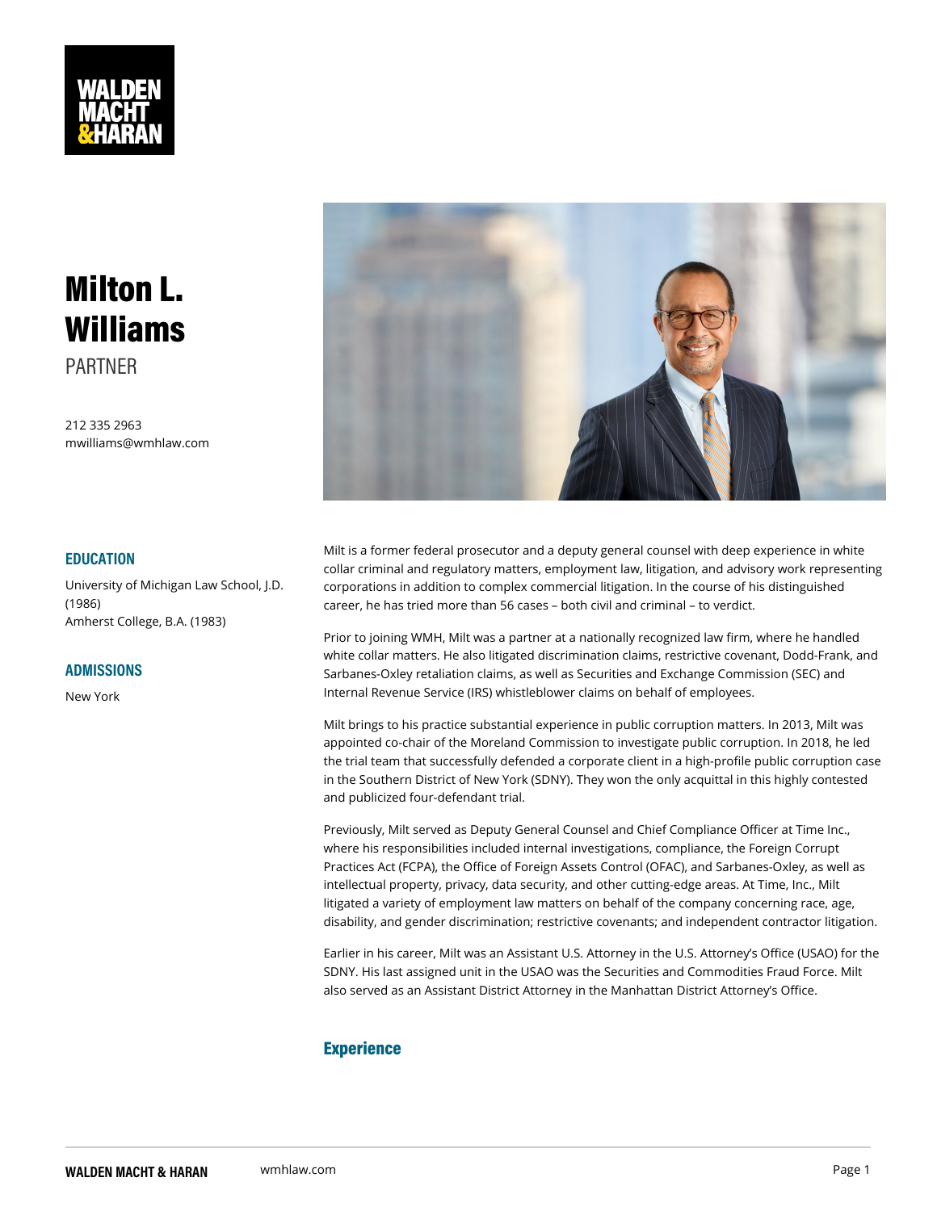# Milton L. Williams

PARTNER

212 335 2963
mwilliams@wmhlaw.com

## EDUCATION

University of Michigan Law School, J.D. (1986)
Amherst College, B.A. (1983)

## ADMISSIONS

New York

Milt is a former federal prosecutor and a deputy general counsel with deep experience in white collar criminal and regulatory matters, employment law, litigation, and advisory work representing corporations in addition to complex commercial litigation. In the course of his distinguished career, he has tried more than 56 cases – both civil and criminal – to verdict.

Prior to joining WMH, Milt was a partner at a nationally recognized law firm, where he handled white collar matters. He also litigated discrimination claims, restrictive covenant, Dodd-Frank, and Sarbanes-Oxley retaliation claims, as well as Securities and Exchange Commission (SEC) and Internal Revenue Service (IRS) whistleblower claims on behalf of employees.

Milt brings to his practice substantial experience in public corruption matters. In 2013, Milt was appointed co-chair of the Moreland Commission to investigate public corruption. In 2018, he led the trial team that successfully defended a corporate client in a high-profile public corruption case in the Southern District of New York (SDNY). They won the only acquittal in this highly contested and publicized four-defendant trial.

Previously, Milt served as Deputy General Counsel and Chief Compliance Officer at Time Inc., where his responsibilities included internal investigations, compliance, the Foreign Corrupt Practices Act (FCPA), the Office of Foreign Assets Control (OFAC), and Sarbanes-Oxley, as well as intellectual property, privacy, data security, and other cutting-edge areas. At Time, Inc., Milt litigated a variety of employment law matters on behalf of the company concerning race, age, disability, and gender discrimination; restrictive covenants; and independent contractor litigation.

Earlier in his career, Milt was an Assistant U.S. Attorney in the U.S. Attorney's Office (USAO) for the SDNY. His last assigned unit in the USAO was the Securities and Commodities Fraud Force. Milt also served as an Assistant District Attorney in the Manhattan District Attorney's Office.

## Experience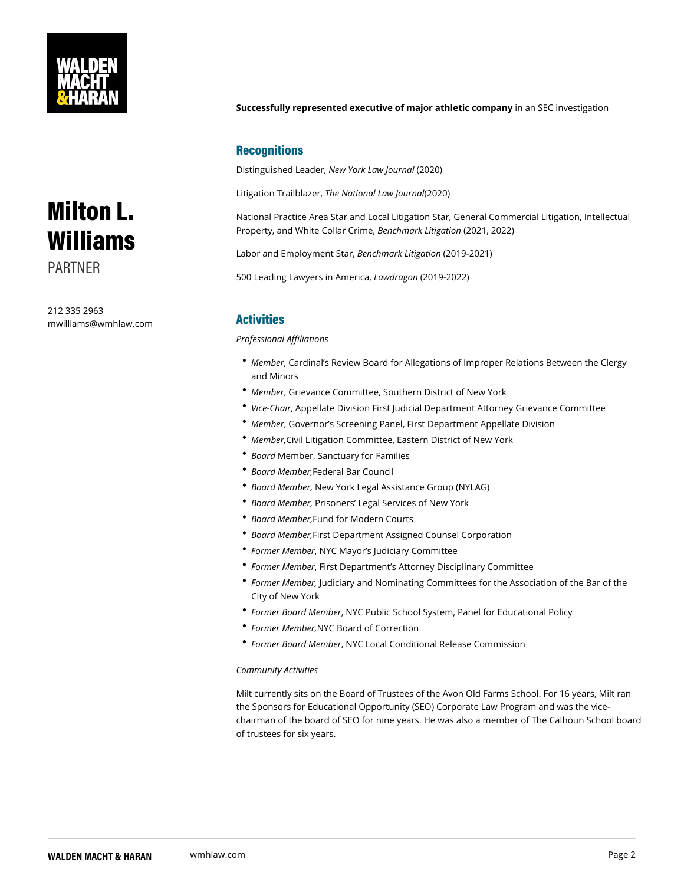# Milton L. Williams

PARTNER

212 335 2963
mwilliams@wmhlaw.com

**Successfully represented executive of major athletic company** in an SEC investigation

## Recognitions

Distinguished Leader, *New York Law Journal* (2020)

Litigation Trailblazer, *The National Law Journal* (2020)

National Practice Area Star and Local Litigation Star, General Commercial Litigation, Intellectual Property, and White Collar Crime, *Benchmark Litigation* (2021, 2022)

Labor and Employment Star, *Benchmark Litigation* (2019-2021)

500 Leading Lawyers in America, *Lawdragon* (2019-2022)

## Activities

*Professional Affiliations*

- *Member*, Cardinal's Review Board for Allegations of Improper Relations Between the Clergy and Minors
- *Member*, Grievance Committee, Southern District of New York
- *Vice-Chair*, Appellate Division First Judicial Department Attorney Grievance Committee
- *Member*, Governor's Screening Panel, First Department Appellate Division
- *Member,* Civil Litigation Committee, Eastern District of New York
- *Board* Member, Sanctuary for Families
- *Board Member,* Federal Bar Council
- *Board Member,* New York Legal Assistance Group (NYLAG)
- *Board Member,* Prisoners' Legal Services of New York
- *Board Member,* Fund for Modern Courts
- *Board Member,* First Department Assigned Counsel Corporation
- *Former Member*, NYC Mayor's Judiciary Committee
- *Former Member*, First Department's Attorney Disciplinary Committee
- *Former Member,* Judiciary and Nominating Committees for the Association of the Bar of the City of New York
- *Former Board Member*, NYC Public School System, Panel for Educational Policy
- *Former Member,* NYC Board of Correction
- *Former Board Member*, NYC Local Conditional Release Commission

*Community Activities*

Milt currently sits on the Board of Trustees of the Avon Old Farms School. For 16 years, Milt ran the Sponsors for Educational Opportunity (SEO) Corporate Law Program and was the vice-chairman of the board of SEO for nine years. He was also a member of The Calhoun School board of trustees for six years.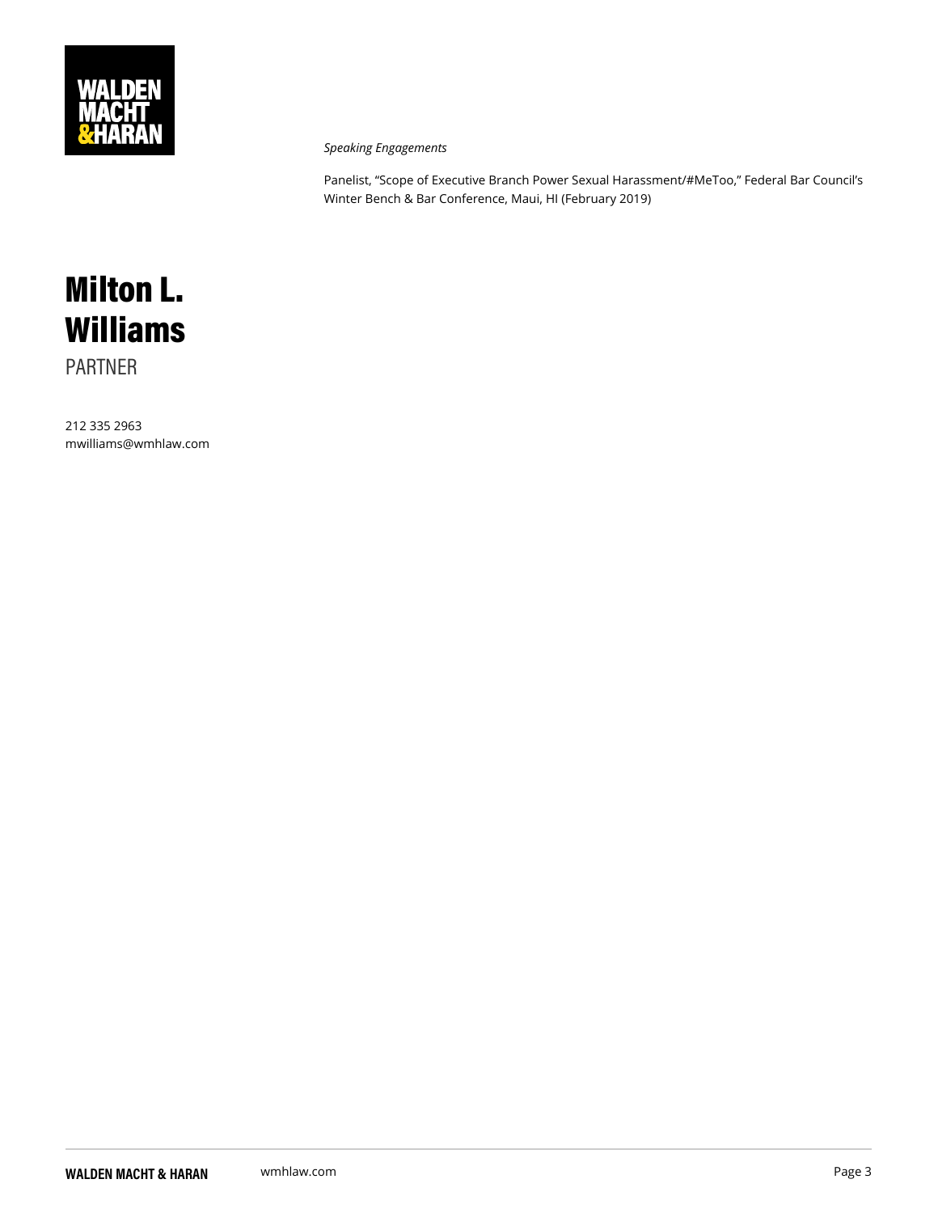*Speaking Engagements*

Panelist, "Scope of Executive Branch Power Sexual Harassment/#MeToo," Federal Bar Council's Winter Bench & Bar Conference, Maui, HI (February 2019)

# Milton L. Williams

PARTNER

212 335 2963
mwilliams@wmhlaw.com